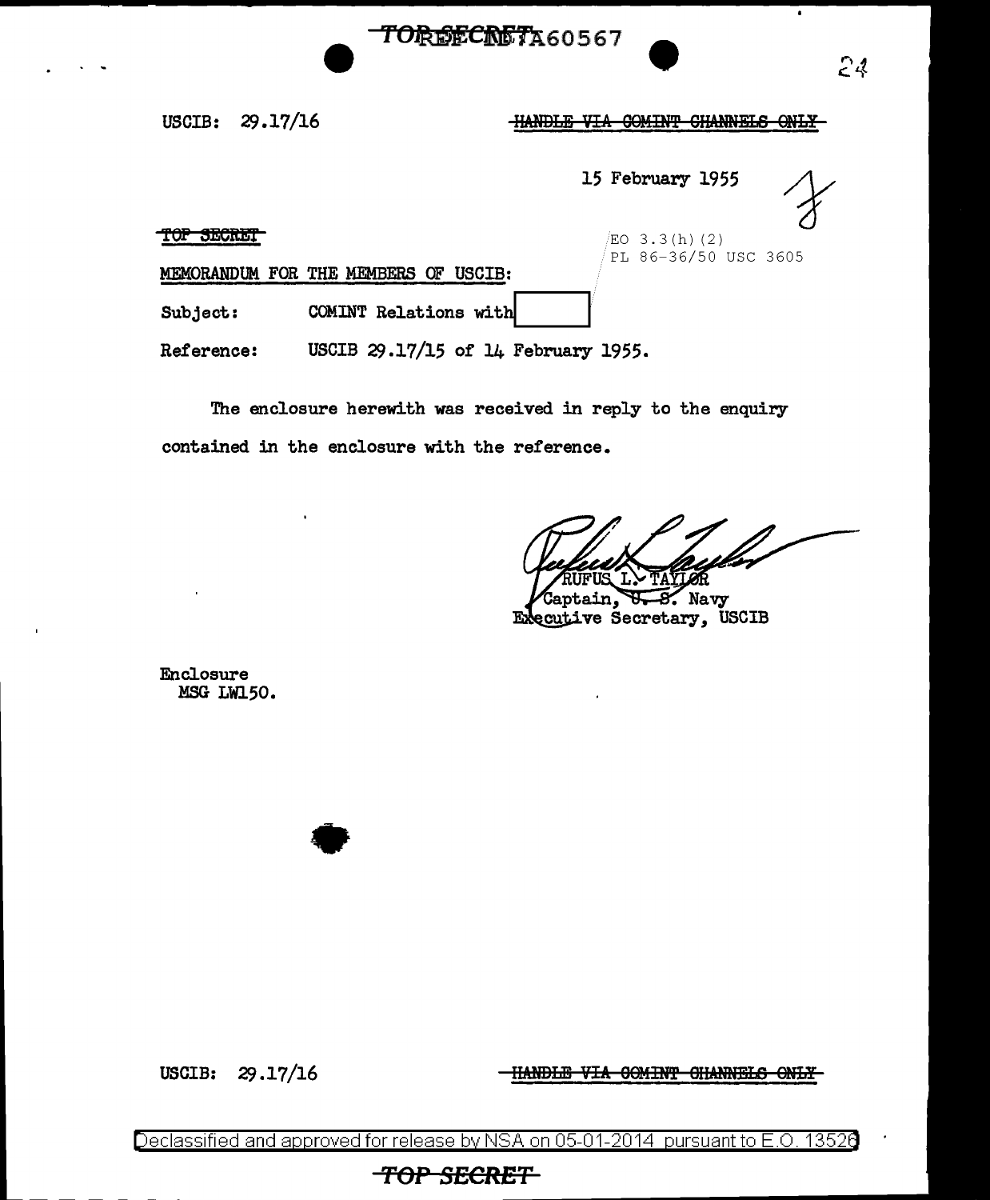USCIB: 29.17/16

~~HANDLE VIA COMINT CHANNELS ONLY~~

15 February 1955

~~TOP SECRET~~

EO 3.3(h)(2)
PL 86-36/50 USC 3605

MEMORANDUM FOR THE MEMBERS OF USCIB:

Subject: COMINT Relations with [redacted]

Reference: USCIB 29.17/15 of 14 February 1955.

The enclosure herewith was received in reply to the enquiry contained in the enclosure with the reference.

RUFUS L. TAYLOR
Captain, U. S. Navy
Executive Secretary, USCIB

Enclosure
MSG LW150.

USCIB: 29.17/16

~~HANDLE VIA COMINT CHANNELS ONLY~~

Declassified and approved for release by NSA on 05-01-2014 pursuant to E.O. 13526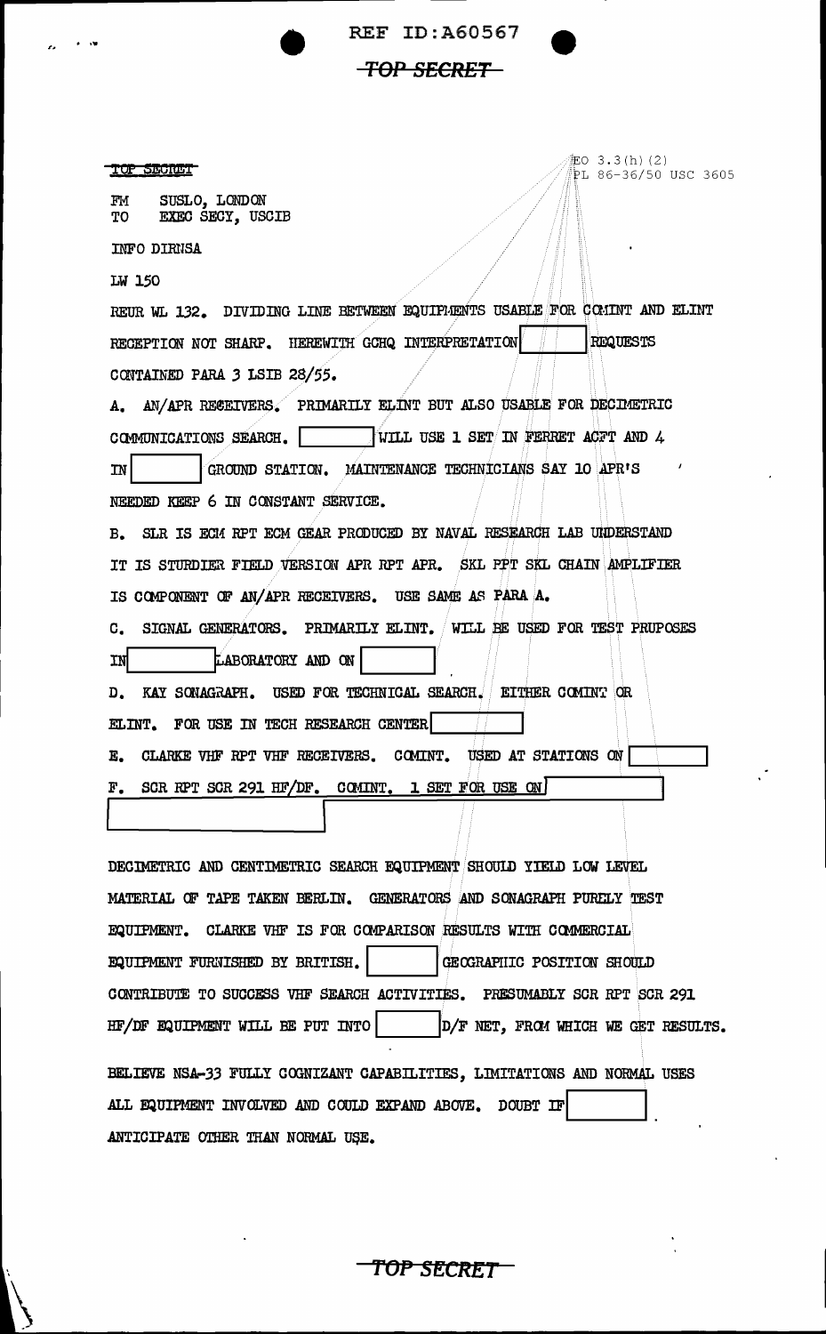REF ID:A60567

TOP SECRET

TOP SECRET

EO 3.3(h)(2)
PL 86-36/50 USC 3605

FM SUSLO, LONDON
TO EXEC SECY, USCIB

INFO DIRNSA

LW 150

REUR WL 132. DIVIDING LINE BETWEEN EQUIPMENTS USABLE FOR COMINT AND ELINT RECEPTION NOT SHARP. HEREWITH GCHQ INTERPRETATION [ ] REQUESTS CONTAINED PARA 3 LSIB 28/55.

A. AN/APR RECEIVERS. PRIMARILY ELINT BUT ALSO USABLE FOR DECIMETRIC COMMUNICATIONS SEARCH. [ ] WILL USE 1 SET IN FERRET ACFT AND 4 IN [ ] GROUND STATION. MAINTENANCE TECHNICIANS SAY 10 APR'S NEEDED KEEP 6 IN CONSTANT SERVICE.

B. SLR IS ECM RPT ECM GEAR PRODUCED BY NAVAL RESEARCH LAB UNDERSTAND IT IS STURDIER FIELD VERSION APR RPT APR. SKL PPT SKL CHAIN AMPLIFIER IS COMPONENT OF AN/APR RECEIVERS. USE SAME AS PARA A.

C. SIGNAL GENERATORS. PRIMARILY ELINT. WILL BE USED FOR TEST PRUPOSES IN [ ] LABORATORY AND ON [ ]

D. KAY SONAGRAPH. USED FOR TECHNICAL SEARCH. EITHER COMINT OR ELINT. FOR USE IN TECH RESEARCH CENTER [ ]

E. CLARKE VHF RPT VHF RECEIVERS. COMINT. USED AT STATIONS ON [ ]

F. SCR RPT SCR 291 HF/DF. COMINT. 1 SET FOR USE ON [ ]

DECIMETRIC AND CENTIMETRIC SEARCH EQUIPMENT SHOULD YIELD LOW LEVEL MATERIAL OF TAPE TAKEN BERLIN. GENERATORS AND SONAGRAPH PURELY TEST EQUIPMENT. CLARKE VHF IS FOR COMPARISON RESULTS WITH COMMERCIAL EQUIPMENT FURNISHED BY BRITISH. [ ] GEOGRAPHIC POSITION SHOULD CONTRIBUTE TO SUCCESS VHF SEARCH ACTIVITIES. PRESUMABLY SCR RPT SCR 291 HF/DF EQUIPMENT WILL BE PUT INTO [ ] D/F NET, FROM WHICH WE GET RESULTS.

BELIEVE NSA-33 FULLY COGNIZANT CAPABILITIES, LIMITATIONS AND NORMAL USES ALL EQUIPMENT INVOLVED AND COULD EXPAND ABOVE. DOUBT IF [ ] ANTICIPATE OTHER THAN NORMAL USE.

TOP SECRET